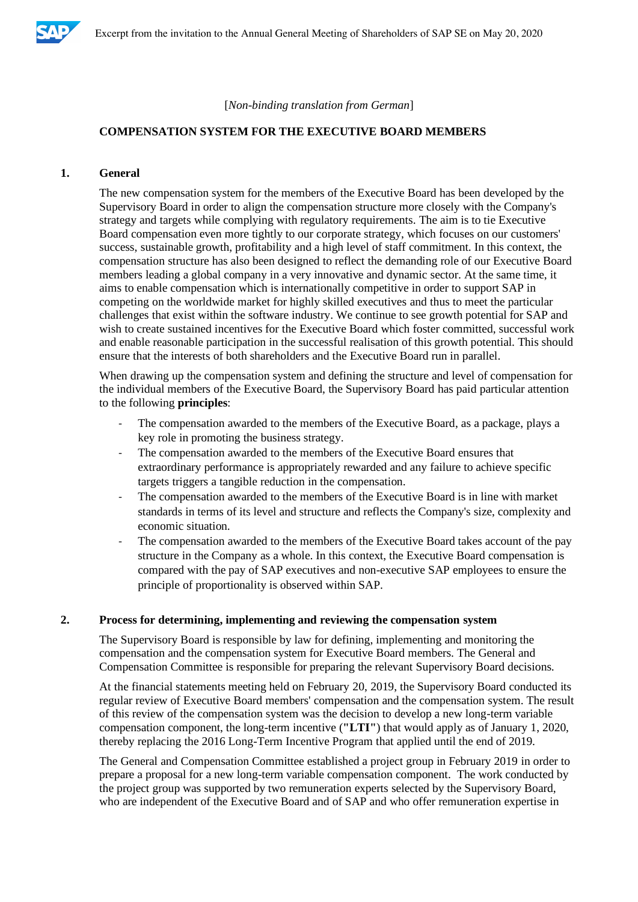[*Non-binding translation from German*]

# COMPENSATION SYSTEM FOR THE EXECUTIVE BOARD MEMBERS

## 1. General

The new compensation system for the members of the Executive Board has been developed by the Supervisory Board in order to align the compensation structure more closely with the Company's strategy and targets while complying with regulatory requirements. The aim is to tie Executive Board compensation even more tightly to our corporate strategy, which focuses on our customers' success, sustainable growth, profitability and a high level of staff commitment. In this context, the compensation structure has also been designed to reflect the demanding role of our Executive Board members leading a global company in a very innovative and dynamic sector. At the same time, it aims to enable compensation which is internationally competitive in order to support SAP in competing on the worldwide market for highly skilled executives and thus to meet the particular challenges that exist within the software industry. We continue to see growth potential for SAP and wish to create sustained incentives for the Executive Board which foster committed, successful work and enable reasonable participation in the successful realisation of this growth potential. This should ensure that the interests of both shareholders and the Executive Board run in parallel.

When drawing up the compensation system and defining the structure and level of compensation for the individual members of the Executive Board, the Supervisory Board has paid particular attention to the following **principles**:

- The compensation awarded to the members of the Executive Board, as a package, plays a key role in promoting the business strategy.
- The compensation awarded to the members of the Executive Board ensures that extraordinary performance is appropriately rewarded and any failure to achieve specific targets triggers a tangible reduction in the compensation.
- The compensation awarded to the members of the Executive Board is in line with market standards in terms of its level and structure and reflects the Company's size, complexity and economic situation.
- The compensation awarded to the members of the Executive Board takes account of the pay structure in the Company as a whole. In this context, the Executive Board compensation is compared with the pay of SAP executives and non-executive SAP employees to ensure the principle of proportionality is observed within SAP.

## 2. Process for determining, implementing and reviewing the compensation system

The Supervisory Board is responsible by law for defining, implementing and monitoring the compensation and the compensation system for Executive Board members. The General and Compensation Committee is responsible for preparing the relevant Supervisory Board decisions.

At the financial statements meeting held on February 20, 2019, the Supervisory Board conducted its regular review of Executive Board members' compensation and the compensation system. The result of this review of the compensation system was the decision to develop a new long-term variable compensation component, the long-term incentive (**"LTI"**) that would apply as of January 1, 2020, thereby replacing the 2016 Long-Term Incentive Program that applied until the end of 2019.

The General and Compensation Committee established a project group in February 2019 in order to prepare a proposal for a new long-term variable compensation component. The work conducted by the project group was supported by two remuneration experts selected by the Supervisory Board, who are independent of the Executive Board and of SAP and who offer remuneration expertise in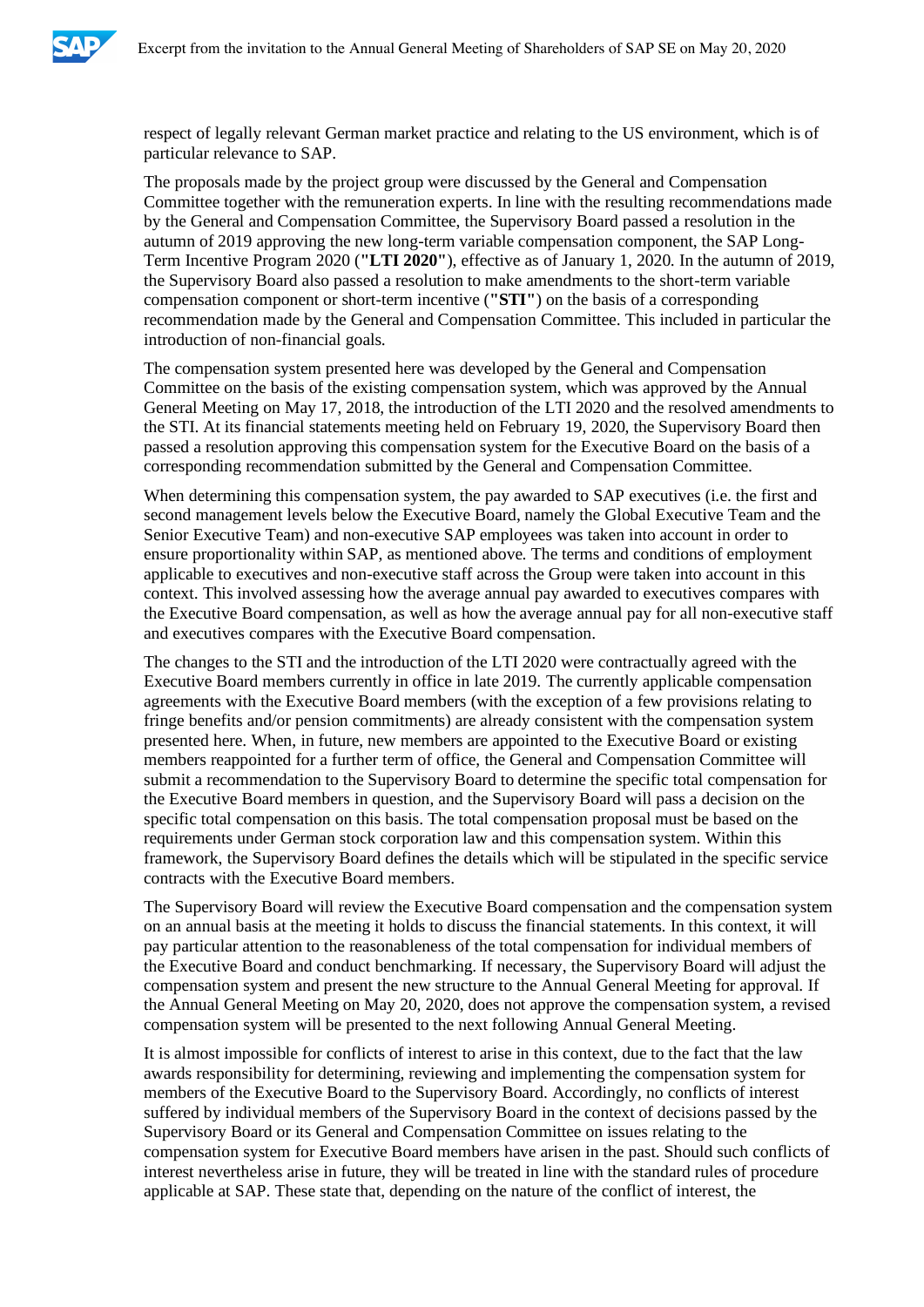respect of legally relevant German market practice and relating to the US environment, which is of particular relevance to SAP.

The proposals made by the project group were discussed by the General and Compensation Committee together with the remuneration experts. In line with the resulting recommendations made by the General and Compensation Committee, the Supervisory Board passed a resolution in the autumn of 2019 approving the new long-term variable compensation component, the SAP Long-Term Incentive Program 2020 (**"LTI 2020"**), effective as of January 1, 2020. In the autumn of 2019, the Supervisory Board also passed a resolution to make amendments to the short-term variable compensation component or short-term incentive (**"STI"**) on the basis of a corresponding recommendation made by the General and Compensation Committee. This included in particular the introduction of non-financial goals.

The compensation system presented here was developed by the General and Compensation Committee on the basis of the existing compensation system, which was approved by the Annual General Meeting on May 17, 2018, the introduction of the LTI 2020 and the resolved amendments to the STI. At its financial statements meeting held on February 19, 2020, the Supervisory Board then passed a resolution approving this compensation system for the Executive Board on the basis of a corresponding recommendation submitted by the General and Compensation Committee.

When determining this compensation system, the pay awarded to SAP executives (i.e. the first and second management levels below the Executive Board, namely the Global Executive Team and the Senior Executive Team) and non-executive SAP employees was taken into account in order to ensure proportionality within SAP, as mentioned above. The terms and conditions of employment applicable to executives and non-executive staff across the Group were taken into account in this context. This involved assessing how the average annual pay awarded to executives compares with the Executive Board compensation, as well as how the average annual pay for all non-executive staff and executives compares with the Executive Board compensation.

The changes to the STI and the introduction of the LTI 2020 were contractually agreed with the Executive Board members currently in office in late 2019. The currently applicable compensation agreements with the Executive Board members (with the exception of a few provisions relating to fringe benefits and/or pension commitments) are already consistent with the compensation system presented here. When, in future, new members are appointed to the Executive Board or existing members reappointed for a further term of office, the General and Compensation Committee will submit a recommendation to the Supervisory Board to determine the specific total compensation for the Executive Board members in question, and the Supervisory Board will pass a decision on the specific total compensation on this basis. The total compensation proposal must be based on the requirements under German stock corporation law and this compensation system. Within this framework, the Supervisory Board defines the details which will be stipulated in the specific service contracts with the Executive Board members.

The Supervisory Board will review the Executive Board compensation and the compensation system on an annual basis at the meeting it holds to discuss the financial statements. In this context, it will pay particular attention to the reasonableness of the total compensation for individual members of the Executive Board and conduct benchmarking. If necessary, the Supervisory Board will adjust the compensation system and present the new structure to the Annual General Meeting for approval. If the Annual General Meeting on May 20, 2020, does not approve the compensation system, a revised compensation system will be presented to the next following Annual General Meeting.

It is almost impossible for conflicts of interest to arise in this context, due to the fact that the law awards responsibility for determining, reviewing and implementing the compensation system for members of the Executive Board to the Supervisory Board. Accordingly, no conflicts of interest suffered by individual members of the Supervisory Board in the context of decisions passed by the Supervisory Board or its General and Compensation Committee on issues relating to the compensation system for Executive Board members have arisen in the past. Should such conflicts of interest nevertheless arise in future, they will be treated in line with the standard rules of procedure applicable at SAP. These state that, depending on the nature of the conflict of interest, the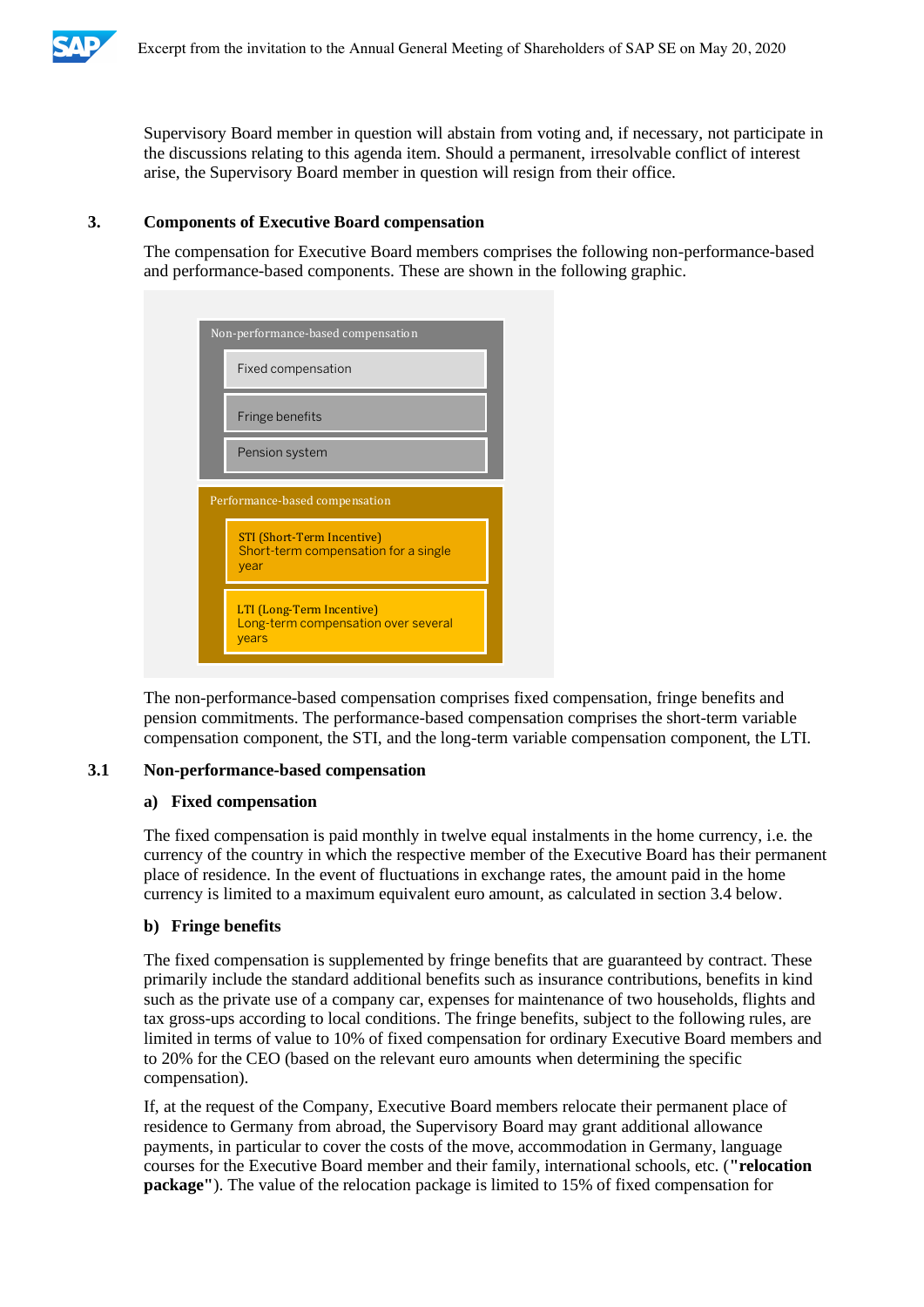Supervisory Board member in question will abstain from voting and, if necessary, not participate in the discussions relating to this agenda item. Should a permanent, irresolvable conflict of interest arise, the Supervisory Board member in question will resign from their office.

## 3. Components of Executive Board compensation

The compensation for Executive Board members comprises the following non-performance-based and performance-based components. These are shown in the following graphic.

Non-performance-based compensation

- Fixed compensation
- Fringe benefits
- Pension system

Performance-based compensation

- STI (Short-Term Incentive) Short-term compensation for a single year
- LTI (Long-Term Incentive) Long-term compensation over several years

The non-performance-based compensation comprises fixed compensation, fringe benefits and pension commitments. The performance-based compensation comprises the short-term variable compensation component, the STI, and the long-term variable compensation component, the LTI.

### 3.1 Non-performance-based compensation

**a) Fixed compensation**

The fixed compensation is paid monthly in twelve equal instalments in the home currency, i.e. the currency of the country in which the respective member of the Executive Board has their permanent place of residence. In the event of fluctuations in exchange rates, the amount paid in the home currency is limited to a maximum equivalent euro amount, as calculated in section 3.4 below.

**b) Fringe benefits**

The fixed compensation is supplemented by fringe benefits that are guaranteed by contract. These primarily include the standard additional benefits such as insurance contributions, benefits in kind such as the private use of a company car, expenses for maintenance of two households, flights and tax gross-ups according to local conditions. The fringe benefits, subject to the following rules, are limited in terms of value to 10% of fixed compensation for ordinary Executive Board members and to 20% for the CEO (based on the relevant euro amounts when determining the specific compensation).

If, at the request of the Company, Executive Board members relocate their permanent place of residence to Germany from abroad, the Supervisory Board may grant additional allowance payments, in particular to cover the costs of the move, accommodation in Germany, language courses for the Executive Board member and their family, international schools, etc. (**"relocation package"**). The value of the relocation package is limited to 15% of fixed compensation for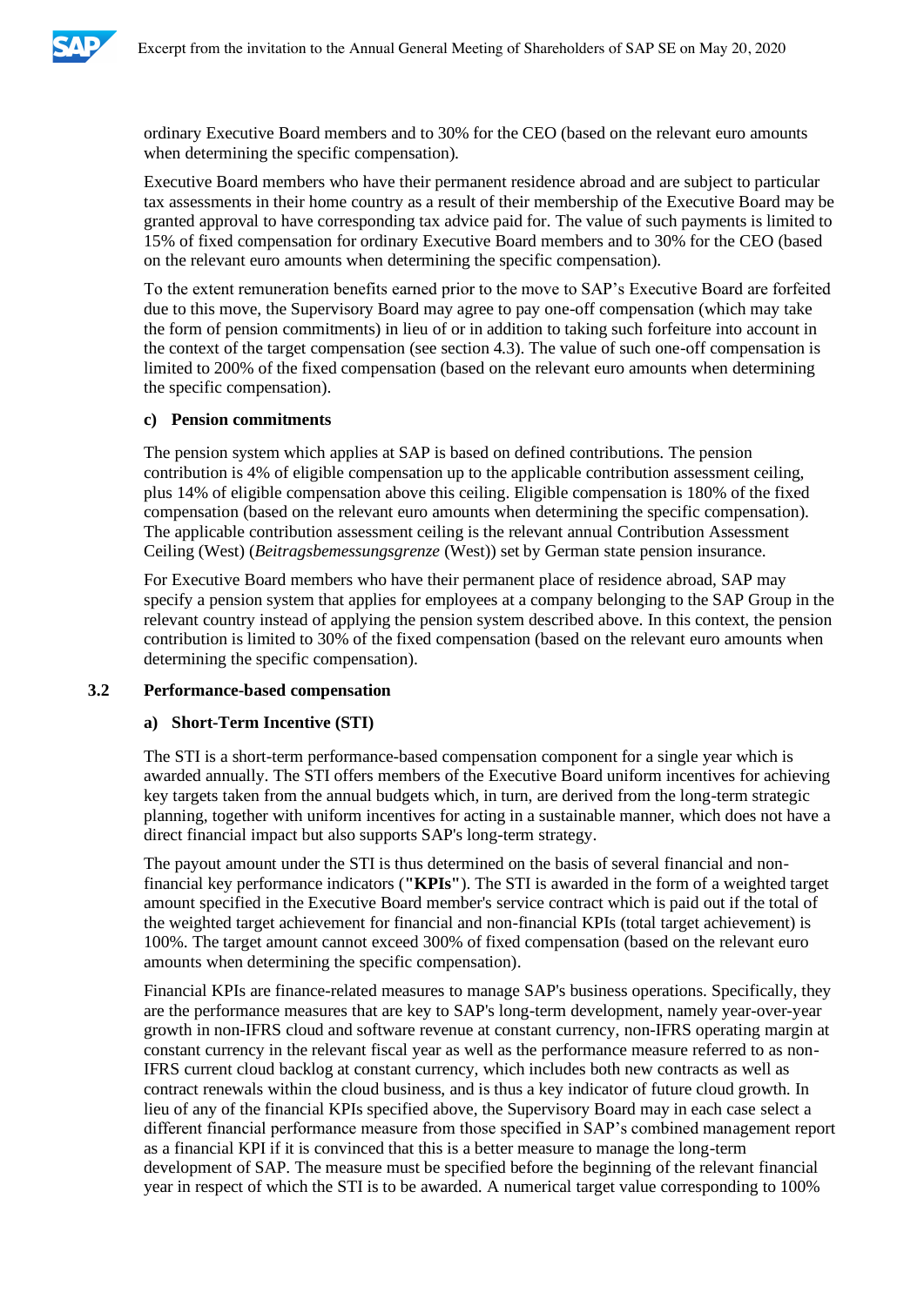ordinary Executive Board members and to 30% for the CEO (based on the relevant euro amounts when determining the specific compensation).

Executive Board members who have their permanent residence abroad and are subject to particular tax assessments in their home country as a result of their membership of the Executive Board may be granted approval to have corresponding tax advice paid for. The value of such payments is limited to 15% of fixed compensation for ordinary Executive Board members and to 30% for the CEO (based on the relevant euro amounts when determining the specific compensation).

To the extent remuneration benefits earned prior to the move to SAP's Executive Board are forfeited due to this move, the Supervisory Board may agree to pay one-off compensation (which may take the form of pension commitments) in lieu of or in addition to taking such forfeiture into account in the context of the target compensation (see section 4.3). The value of such one-off compensation is limited to 200% of the fixed compensation (based on the relevant euro amounts when determining the specific compensation).

**c) Pension commitments**

The pension system which applies at SAP is based on defined contributions. The pension contribution is 4% of eligible compensation up to the applicable contribution assessment ceiling, plus 14% of eligible compensation above this ceiling. Eligible compensation is 180% of the fixed compensation (based on the relevant euro amounts when determining the specific compensation). The applicable contribution assessment ceiling is the relevant annual Contribution Assessment Ceiling (West) (*Beitragsbemessungsgrenze* (West)) set by German state pension insurance.

For Executive Board members who have their permanent place of residence abroad, SAP may specify a pension system that applies for employees at a company belonging to the SAP Group in the relevant country instead of applying the pension system described above. In this context, the pension contribution is limited to 30% of the fixed compensation (based on the relevant euro amounts when determining the specific compensation).

## 3.2 Performance-based compensation

**a) Short-Term Incentive (STI)**

The STI is a short-term performance-based compensation component for a single year which is awarded annually. The STI offers members of the Executive Board uniform incentives for achieving key targets taken from the annual budgets which, in turn, are derived from the long-term strategic planning, together with uniform incentives for acting in a sustainable manner, which does not have a direct financial impact but also supports SAP's long-term strategy.

The payout amount under the STI is thus determined on the basis of several financial and non-financial key performance indicators (**"KPIs"**). The STI is awarded in the form of a weighted target amount specified in the Executive Board member's service contract which is paid out if the total of the weighted target achievement for financial and non-financial KPIs (total target achievement) is 100%. The target amount cannot exceed 300% of fixed compensation (based on the relevant euro amounts when determining the specific compensation).

Financial KPIs are finance-related measures to manage SAP's business operations. Specifically, they are the performance measures that are key to SAP's long-term development, namely year-over-year growth in non-IFRS cloud and software revenue at constant currency, non-IFRS operating margin at constant currency in the relevant fiscal year as well as the performance measure referred to as non-IFRS current cloud backlog at constant currency, which includes both new contracts as well as contract renewals within the cloud business, and is thus a key indicator of future cloud growth. In lieu of any of the financial KPIs specified above, the Supervisory Board may in each case select a different financial performance measure from those specified in SAP's combined management report as a financial KPI if it is convinced that this is a better measure to manage the long-term development of SAP. The measure must be specified before the beginning of the relevant financial year in respect of which the STI is to be awarded. A numerical target value corresponding to 100%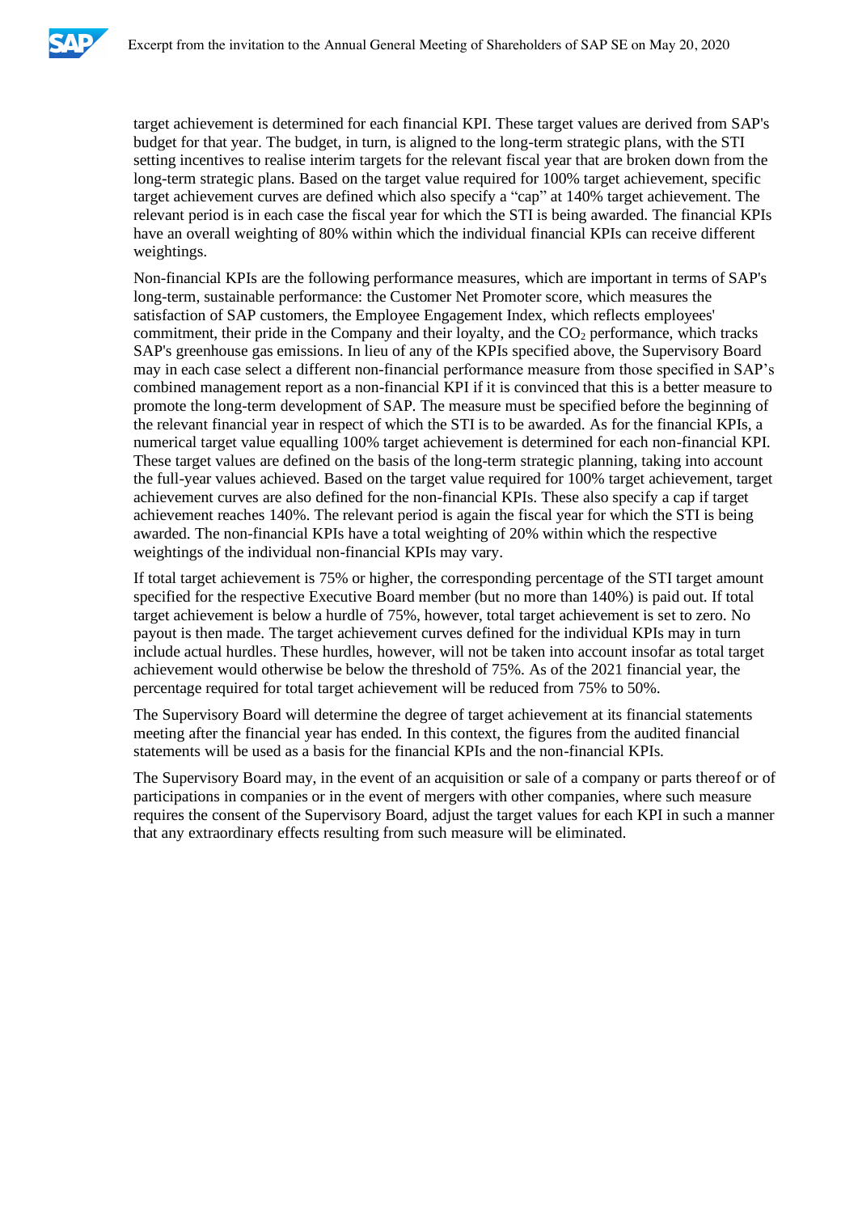target achievement is determined for each financial KPI. These target values are derived from SAP's budget for that year. The budget, in turn, is aligned to the long-term strategic plans, with the STI setting incentives to realise interim targets for the relevant fiscal year that are broken down from the long-term strategic plans. Based on the target value required for 100% target achievement, specific target achievement curves are defined which also specify a "cap" at 140% target achievement. The relevant period is in each case the fiscal year for which the STI is being awarded. The financial KPIs have an overall weighting of 80% within which the individual financial KPIs can receive different weightings.

Non-financial KPIs are the following performance measures, which are important in terms of SAP's long-term, sustainable performance: the Customer Net Promoter score, which measures the satisfaction of SAP customers, the Employee Engagement Index, which reflects employees' commitment, their pride in the Company and their loyalty, and the $CO_2$ performance, which tracks SAP's greenhouse gas emissions. In lieu of any of the KPIs specified above, the Supervisory Board may in each case select a different non-financial performance measure from those specified in SAP's combined management report as a non-financial KPI if it is convinced that this is a better measure to promote the long-term development of SAP. The measure must be specified before the beginning of the relevant financial year in respect of which the STI is to be awarded. As for the financial KPIs, a numerical target value equalling 100% target achievement is determined for each non-financial KPI. These target values are defined on the basis of the long-term strategic planning, taking into account the full-year values achieved. Based on the target value required for 100% target achievement, target achievement curves are also defined for the non-financial KPIs. These also specify a cap if target achievement reaches 140%. The relevant period is again the fiscal year for which the STI is being awarded. The non-financial KPIs have a total weighting of 20% within which the respective weightings of the individual non-financial KPIs may vary.

If total target achievement is 75% or higher, the corresponding percentage of the STI target amount specified for the respective Executive Board member (but no more than 140%) is paid out. If total target achievement is below a hurdle of 75%, however, total target achievement is set to zero. No payout is then made. The target achievement curves defined for the individual KPIs may in turn include actual hurdles. These hurdles, however, will not be taken into account insofar as total target achievement would otherwise be below the threshold of 75%. As of the 2021 financial year, the percentage required for total target achievement will be reduced from 75% to 50%.

The Supervisory Board will determine the degree of target achievement at its financial statements meeting after the financial year has ended. In this context, the figures from the audited financial statements will be used as a basis for the financial KPIs and the non-financial KPIs.

The Supervisory Board may, in the event of an acquisition or sale of a company or parts thereof or of participations in companies or in the event of mergers with other companies, where such measure requires the consent of the Supervisory Board, adjust the target values for each KPI in such a manner that any extraordinary effects resulting from such measure will be eliminated.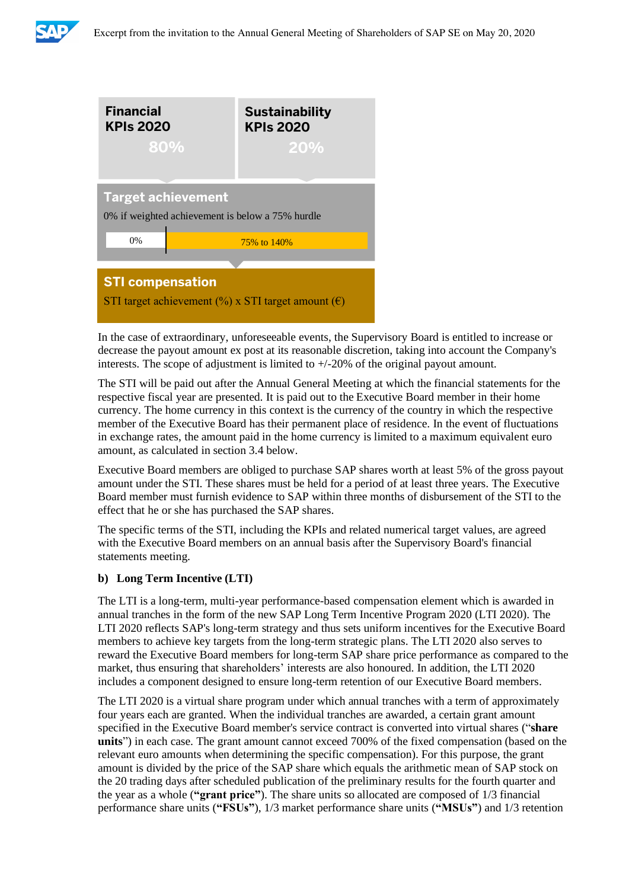**Financial KPIs 2020**
80%

**Sustainability KPIs 2020**
20%

**Target achievement**

0% if weighted achievement is below a 75% hurdle

| 0% | 75% to 140% |
|---|---|

**STI compensation**

STI target achievement (%) x STI target amount (€)

In the case of extraordinary, unforeseeable events, the Supervisory Board is entitled to increase or decrease the payout amount ex post at its reasonable discretion, taking into account the Company's interests. The scope of adjustment is limited to +/-20% of the original payout amount.

The STI will be paid out after the Annual General Meeting at which the financial statements for the respective fiscal year are presented. It is paid out to the Executive Board member in their home currency. The home currency in this context is the currency of the country in which the respective member of the Executive Board has their permanent place of residence. In the event of fluctuations in exchange rates, the amount paid in the home currency is limited to a maximum equivalent euro amount, as calculated in section 3.4 below.

Executive Board members are obliged to purchase SAP shares worth at least 5% of the gross payout amount under the STI. These shares must be held for a period of at least three years. The Executive Board member must furnish evidence to SAP within three months of disbursement of the STI to the effect that he or she has purchased the SAP shares.

The specific terms of the STI, including the KPIs and related numerical target values, are agreed with the Executive Board members on an annual basis after the Supervisory Board's financial statements meeting.

**b) Long Term Incentive (LTI)**

The LTI is a long-term, multi-year performance-based compensation element which is awarded in annual tranches in the form of the new SAP Long Term Incentive Program 2020 (LTI 2020). The LTI 2020 reflects SAP's long-term strategy and thus sets uniform incentives for the Executive Board members to achieve key targets from the long-term strategic plans. The LTI 2020 also serves to reward the Executive Board members for long-term SAP share price performance as compared to the market, thus ensuring that shareholders' interests are also honoured. In addition, the LTI 2020 includes a component designed to ensure long-term retention of our Executive Board members.

The LTI 2020 is a virtual share program under which annual tranches with a term of approximately four years each are granted. When the individual tranches are awarded, a certain grant amount specified in the Executive Board member's service contract is converted into virtual shares ("**share units**") in each case. The grant amount cannot exceed 700% of the fixed compensation (based on the relevant euro amounts when determining the specific compensation). For this purpose, the grant amount is divided by the price of the SAP share which equals the arithmetic mean of SAP stock on the 20 trading days after scheduled publication of the preliminary results for the fourth quarter and the year as a whole (**"grant price"**). The share units so allocated are composed of 1/3 financial performance share units (**"FSUs"**), 1/3 market performance share units (**"MSUs"**) and 1/3 retention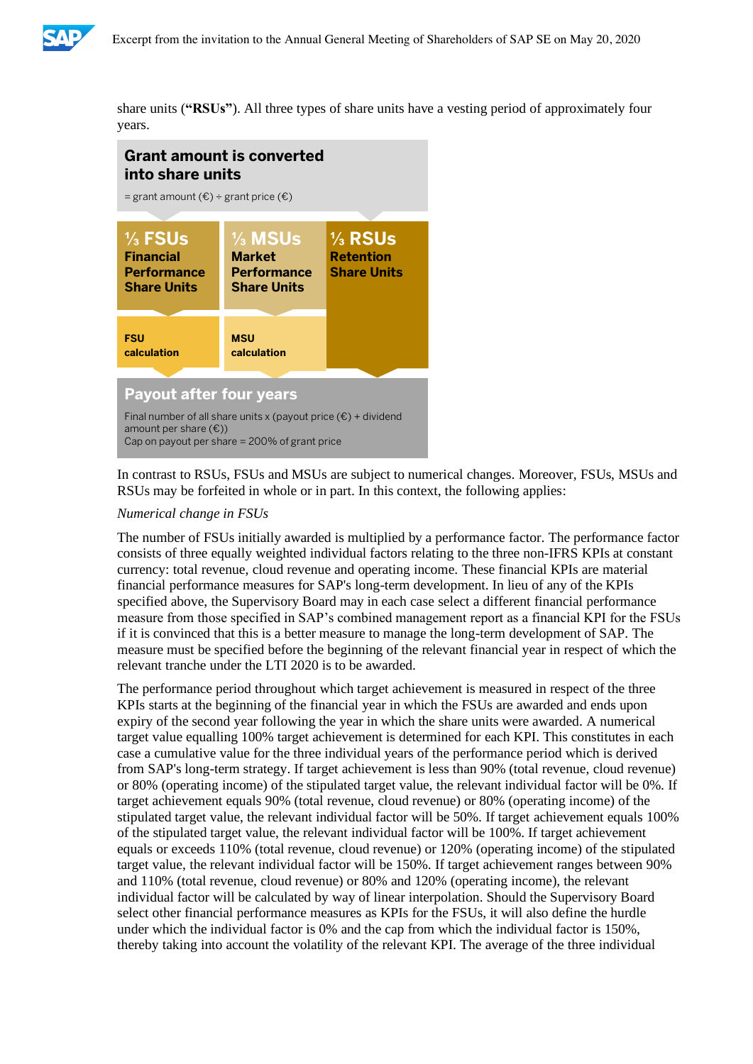share units (**"RSUs"**). All three types of share units have a vesting period of approximately four years.

**Grant amount is converted into share units**

= grant amount (€) ÷ grant price (€)

| ⅓ FSUs Financial Performance Share Units | ⅓ MSUs Market Performance Share Units | ⅓ RSUs Retention Share Units |
|---|---|---|
| FSU calculation | MSU calculation | |

**Payout after four years**

Final number of all share units x (payout price (€) + dividend amount per share (€))
Cap on payout per share = 200% of grant price

In contrast to RSUs, FSUs and MSUs are subject to numerical changes. Moreover, FSUs, MSUs and RSUs may be forfeited in whole or in part. In this context, the following applies:

*Numerical change in FSUs*

The number of FSUs initially awarded is multiplied by a performance factor. The performance factor consists of three equally weighted individual factors relating to the three non-IFRS KPIs at constant currency: total revenue, cloud revenue and operating income. These financial KPIs are material financial performance measures for SAP's long-term development. In lieu of any of the KPIs specified above, the Supervisory Board may in each case select a different financial performance measure from those specified in SAP's combined management report as a financial KPI for the FSUs if it is convinced that this is a better measure to manage the long-term development of SAP. The measure must be specified before the beginning of the relevant financial year in respect of which the relevant tranche under the LTI 2020 is to be awarded.

The performance period throughout which target achievement is measured in respect of the three KPIs starts at the beginning of the financial year in which the FSUs are awarded and ends upon expiry of the second year following the year in which the share units were awarded. A numerical target value equalling 100% target achievement is determined for each KPI. This constitutes in each case a cumulative value for the three individual years of the performance period which is derived from SAP's long-term strategy. If target achievement is less than 90% (total revenue, cloud revenue) or 80% (operating income) of the stipulated target value, the relevant individual factor will be 0%. If target achievement equals 90% (total revenue, cloud revenue) or 80% (operating income) of the stipulated target value, the relevant individual factor will be 50%. If target achievement equals 100% of the stipulated target value, the relevant individual factor will be 100%. If target achievement equals or exceeds 110% (total revenue, cloud revenue) or 120% (operating income) of the stipulated target value, the relevant individual factor will be 150%. If target achievement ranges between 90% and 110% (total revenue, cloud revenue) or 80% and 120% (operating income), the relevant individual factor will be calculated by way of linear interpolation. Should the Supervisory Board select other financial performance measures as KPIs for the FSUs, it will also define the hurdle under which the individual factor is 0% and the cap from which the individual factor is 150%, thereby taking into account the volatility of the relevant KPI. The average of the three individual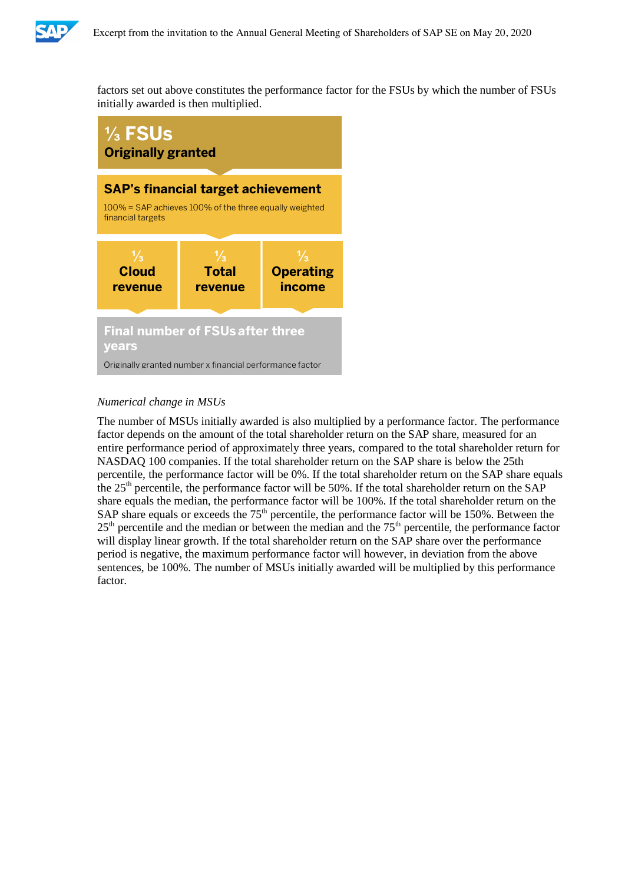factors set out above constitutes the performance factor for the FSUs by which the number of FSUs initially awarded is then multiplied.

**⅓ FSUs**
**Originally granted**

**SAP's financial target achievement**
100% = SAP achieves 100% of the three equally weighted financial targets

| ⅓ Cloud revenue | ⅓ Total revenue | ⅓ Operating income |
| --- | --- | --- |

**Final number of FSUs after three years**
Originally granted number x financial performance factor

*Numerical change in MSUs*

The number of MSUs initially awarded is also multiplied by a performance factor. The performance factor depends on the amount of the total shareholder return on the SAP share, measured for an entire performance period of approximately three years, compared to the total shareholder return for NASDAQ 100 companies. If the total shareholder return on the SAP share is below the 25th percentile, the performance factor will be 0%. If the total shareholder return on the SAP share equals the 25th percentile, the performance factor will be 50%. If the total shareholder return on the SAP share equals the median, the performance factor will be 100%. If the total shareholder return on the SAP share equals or exceeds the 75th percentile, the performance factor will be 150%. Between the 25th percentile and the median or between the median and the 75th percentile, the performance factor will display linear growth. If the total shareholder return on the SAP share over the performance period is negative, the maximum performance factor will however, in deviation from the above sentences, be 100%. The number of MSUs initially awarded will be multiplied by this performance factor.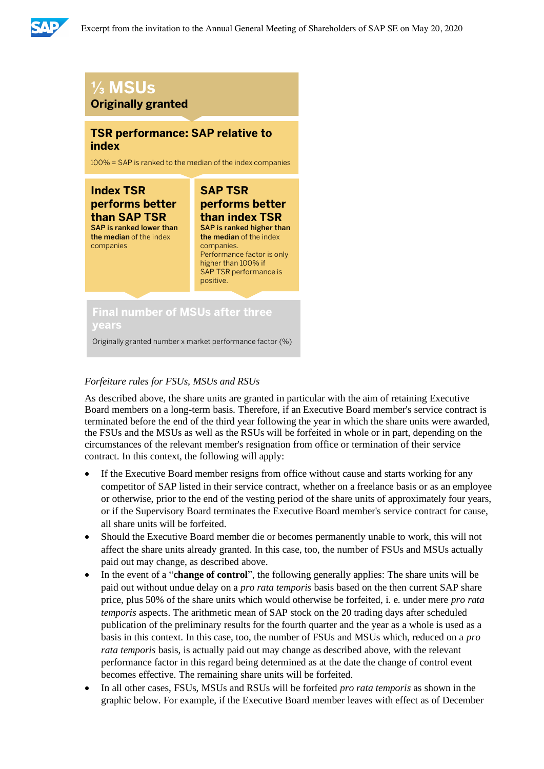**⅓ MSUs**
**Originally granted**

**TSR performance: SAP relative to index**

100% = SAP is ranked to the median of the index companies

**Index TSR performs better than SAP TSR**
**SAP is ranked lower than the median** of the index companies

**SAP TSR performs better than index TSR**
**SAP is ranked higher than the median** of the index companies.
Performance factor is only higher than 100% if SAP TSR performance is positive.

**Final number of MSUs after three years**

Originally granted number x market performance factor (%)

*Forfeiture rules for FSUs, MSUs and RSUs*

As described above, the share units are granted in particular with the aim of retaining Executive Board members on a long-term basis. Therefore, if an Executive Board member's service contract is terminated before the end of the third year following the year in which the share units were awarded, the FSUs and the MSUs as well as the RSUs will be forfeited in whole or in part, depending on the circumstances of the relevant member's resignation from office or termination of their service contract. In this context, the following will apply:

- If the Executive Board member resigns from office without cause and starts working for any competitor of SAP listed in their service contract, whether on a freelance basis or as an employee or otherwise, prior to the end of the vesting period of the share units of approximately four years, or if the Supervisory Board terminates the Executive Board member's service contract for cause, all share units will be forfeited.
- Should the Executive Board member die or becomes permanently unable to work, this will not affect the share units already granted. In this case, too, the number of FSUs and MSUs actually paid out may change, as described above.
- In the event of a "**change of control**", the following generally applies: The share units will be paid out without undue delay on a *pro rata temporis* basis based on the then current SAP share price, plus 50% of the share units which would otherwise be forfeited, i. e. under mere *pro rata temporis* aspects. The arithmetic mean of SAP stock on the 20 trading days after scheduled publication of the preliminary results for the fourth quarter and the year as a whole is used as a basis in this context. In this case, too, the number of FSUs and MSUs which, reduced on a *pro rata temporis* basis, is actually paid out may change as described above, with the relevant performance factor in this regard being determined as at the date the change of control event becomes effective. The remaining share units will be forfeited.
- In all other cases, FSUs, MSUs and RSUs will be forfeited *pro rata temporis* as shown in the graphic below. For example, if the Executive Board member leaves with effect as of December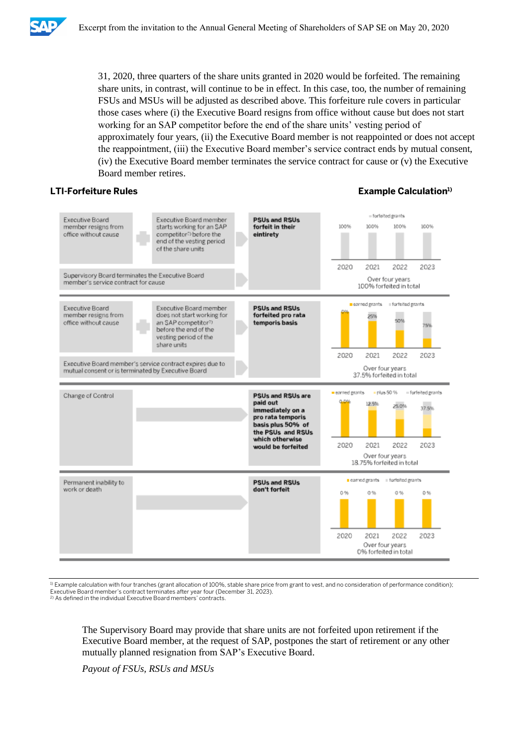31, 2020, three quarters of the share units granted in 2020 would be forfeited. The remaining share units, in contrast, will continue to be in effect. In this case, too, the number of remaining FSUs and MSUs will be adjusted as described above. This forfeiture rule covers in particular those cases where (i) the Executive Board resigns from office without cause but does not start working for an SAP competitor before the end of the share units' vesting period of approximately four years, (ii) the Executive Board member is not reappointed or does not accept the reappointment, (iii) the Executive Board member's service contract ends by mutual consent, (iv) the Executive Board member terminates the service contract for cause or (v) the Executive Board member retires.

**LTI-Forfeiture Rules** | **Example Calculation**[1]

| Trigger | | Consequence | Example Calculation[1] |
|---|---|---|---|
| Executive Board member resigns from office without cause + Executive Board member starts working for an SAP competitor[2] before the end of the vesting period of the share units; or Supervisory Board terminates the Executive Board member's service contract for cause | | **PSUs and RSUs forfeit in their eintirety** | Forfeited grants: 2020: 100%, 2021: 100%, 2022: 100%, 2023: 100%. Over four years 100% forfeited in total |
| Executive Board member resigns from office without cause + Executive Board member does not start working for an SAP competitor[2] before the end of the vesting period of the share units; or Executive Board member's service contract expires due to mutual consent or is terminated by Executive Board | | **PSUs and RSUs forfeited pro rata temporis basis** | Earned grants / forfeited grants: 2020: 0%, 2021: 25%, 2022: 50%, 2023: 75%. Over four years 37.5% forfeited in total |
| Change of Control | | **PSUs and RSUs are paid out immediately on a pro rata temporis basis plus 50% of the PSUs and RSUs which otherwise would be forfeited** | Earned grants / plus 50% / forfeited grants: 2020: 0.0%, 2021: 12.5%, 2022: 25.0%, 2023: 37.5%. Over four years 18.75% forfeited in total |
| Permanent inability to work or death | | **PSUs and RSUs don't forfeit** | Earned grants / forfeited grants: 2020: 0%, 2021: 0%, 2022: 0%, 2023: 0%. Over four years 0% forfeited in total |

[1] Example calculation with four tranches (grant allocation of 100%, stable share price from grant to vest, and no consideration of performance condition); Executive Board member's contract terminates after year four (December 31, 2023).
[2] As defined in the individual Executive Board members' contracts.

The Supervisory Board may provide that share units are not forfeited upon retirement if the Executive Board member, at the request of SAP, postpones the start of retirement or any other mutually planned resignation from SAP's Executive Board.

*Payout of FSUs, RSUs and MSUs*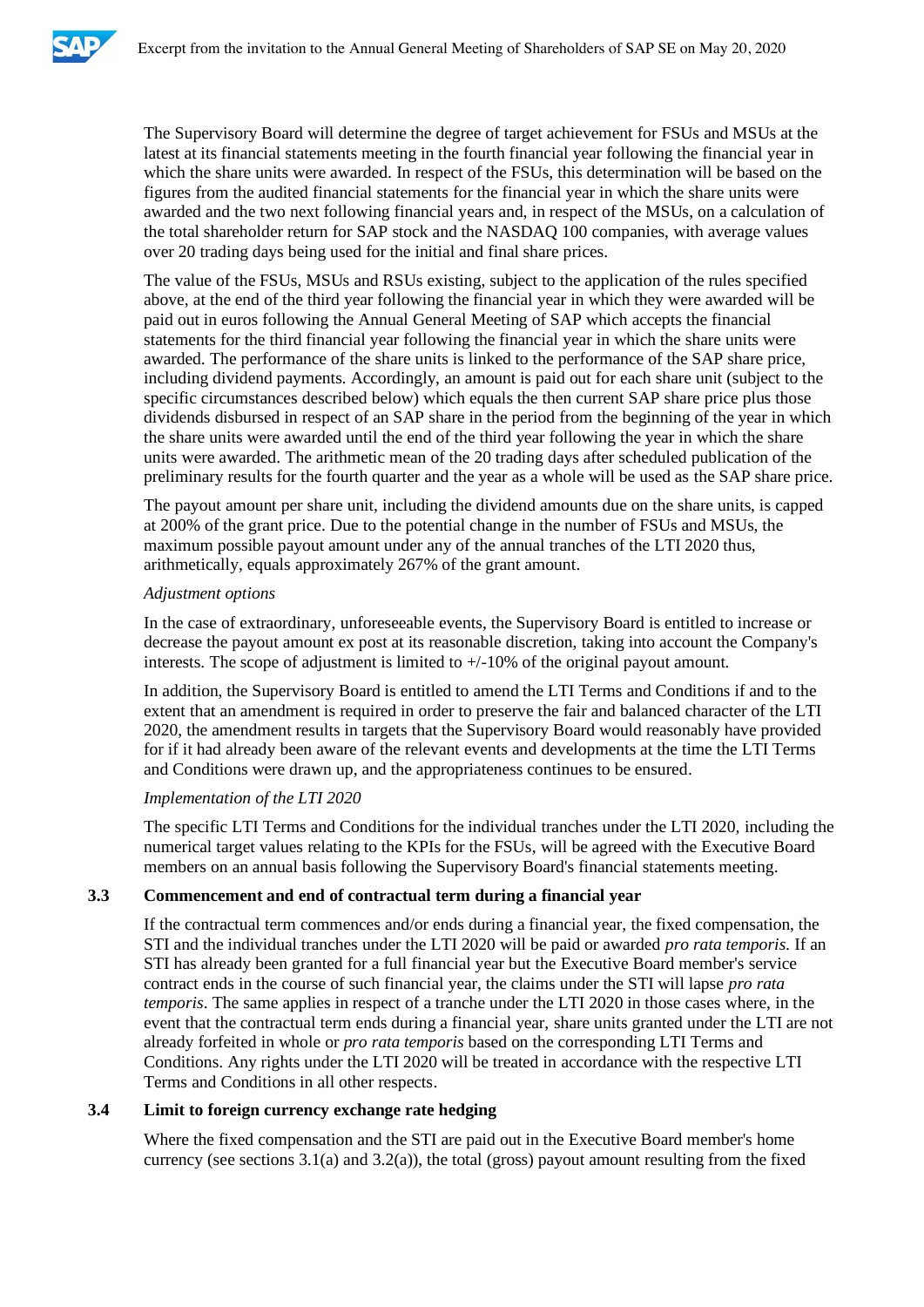The Supervisory Board will determine the degree of target achievement for FSUs and MSUs at the latest at its financial statements meeting in the fourth financial year following the financial year in which the share units were awarded. In respect of the FSUs, this determination will be based on the figures from the audited financial statements for the financial year in which the share units were awarded and the two next following financial years and, in respect of the MSUs, on a calculation of the total shareholder return for SAP stock and the NASDAQ 100 companies, with average values over 20 trading days being used for the initial and final share prices.

The value of the FSUs, MSUs and RSUs existing, subject to the application of the rules specified above, at the end of the third year following the financial year in which they were awarded will be paid out in euros following the Annual General Meeting of SAP which accepts the financial statements for the third financial year following the financial year in which the share units were awarded. The performance of the share units is linked to the performance of the SAP share price, including dividend payments. Accordingly, an amount is paid out for each share unit (subject to the specific circumstances described below) which equals the then current SAP share price plus those dividends disbursed in respect of an SAP share in the period from the beginning of the year in which the share units were awarded until the end of the third year following the year in which the share units were awarded. The arithmetic mean of the 20 trading days after scheduled publication of the preliminary results for the fourth quarter and the year as a whole will be used as the SAP share price.

The payout amount per share unit, including the dividend amounts due on the share units, is capped at 200% of the grant price. Due to the potential change in the number of FSUs and MSUs, the maximum possible payout amount under any of the annual tranches of the LTI 2020 thus, arithmetically, equals approximately 267% of the grant amount.

*Adjustment options*

In the case of extraordinary, unforeseeable events, the Supervisory Board is entitled to increase or decrease the payout amount ex post at its reasonable discretion, taking into account the Company's interests. The scope of adjustment is limited to +/-10% of the original payout amount.

In addition, the Supervisory Board is entitled to amend the LTI Terms and Conditions if and to the extent that an amendment is required in order to preserve the fair and balanced character of the LTI 2020, the amendment results in targets that the Supervisory Board would reasonably have provided for if it had already been aware of the relevant events and developments at the time the LTI Terms and Conditions were drawn up, and the appropriateness continues to be ensured.

*Implementation of the LTI 2020*

The specific LTI Terms and Conditions for the individual tranches under the LTI 2020, including the numerical target values relating to the KPIs for the FSUs, will be agreed with the Executive Board members on an annual basis following the Supervisory Board's financial statements meeting.

### 3.3 Commencement and end of contractual term during a financial year

If the contractual term commences and/or ends during a financial year, the fixed compensation, the STI and the individual tranches under the LTI 2020 will be paid or awarded *pro rata temporis*. If an STI has already been granted for a full financial year but the Executive Board member's service contract ends in the course of such financial year, the claims under the STI will lapse *pro rata temporis*. The same applies in respect of a tranche under the LTI 2020 in those cases where, in the event that the contractual term ends during a financial year, share units granted under the LTI are not already forfeited in whole or *pro rata temporis* based on the corresponding LTI Terms and Conditions. Any rights under the LTI 2020 will be treated in accordance with the respective LTI Terms and Conditions in all other respects.

### 3.4 Limit to foreign currency exchange rate hedging

Where the fixed compensation and the STI are paid out in the Executive Board member's home currency (see sections 3.1(a) and 3.2(a)), the total (gross) payout amount resulting from the fixed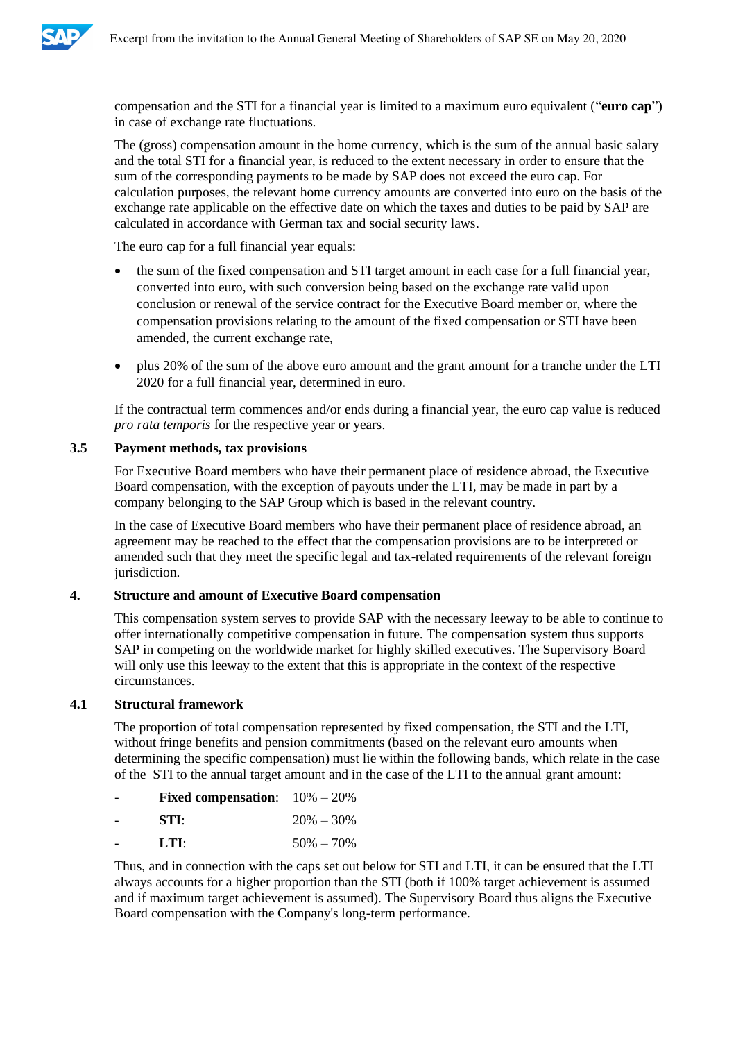compensation and the STI for a financial year is limited to a maximum euro equivalent ("**euro cap**") in case of exchange rate fluctuations.

The (gross) compensation amount in the home currency, which is the sum of the annual basic salary and the total STI for a financial year, is reduced to the extent necessary in order to ensure that the sum of the corresponding payments to be made by SAP does not exceed the euro cap. For calculation purposes, the relevant home currency amounts are converted into euro on the basis of the exchange rate applicable on the effective date on which the taxes and duties to be paid by SAP are calculated in accordance with German tax and social security laws.

The euro cap for a full financial year equals:

- the sum of the fixed compensation and STI target amount in each case for a full financial year, converted into euro, with such conversion being based on the exchange rate valid upon conclusion or renewal of the service contract for the Executive Board member or, where the compensation provisions relating to the amount of the fixed compensation or STI have been amended, the current exchange rate,
- plus 20% of the sum of the above euro amount and the grant amount for a tranche under the LTI 2020 for a full financial year, determined in euro.

If the contractual term commences and/or ends during a financial year, the euro cap value is reduced *pro rata temporis* for the respective year or years.

### 3.5 Payment methods, tax provisions

For Executive Board members who have their permanent place of residence abroad, the Executive Board compensation, with the exception of payouts under the LTI, may be made in part by a company belonging to the SAP Group which is based in the relevant country.

In the case of Executive Board members who have their permanent place of residence abroad, an agreement may be reached to the effect that the compensation provisions are to be interpreted or amended such that they meet the specific legal and tax-related requirements of the relevant foreign jurisdiction.

## 4. Structure and amount of Executive Board compensation

This compensation system serves to provide SAP with the necessary leeway to be able to continue to offer internationally competitive compensation in future. The compensation system thus supports SAP in competing on the worldwide market for highly skilled executives. The Supervisory Board will only use this leeway to the extent that this is appropriate in the context of the respective circumstances.

### 4.1 Structural framework

The proportion of total compensation represented by fixed compensation, the STI and the LTI, without fringe benefits and pension commitments (based on the relevant euro amounts when determining the specific compensation) must lie within the following bands, which relate in the case of the STI to the annual target amount and in the case of the LTI to the annual grant amount:

- **Fixed compensation**: 10% – 20%
- **STI**: 20% – 30%
- **LTI**: 50% – 70%

Thus, and in connection with the caps set out below for STI and LTI, it can be ensured that the LTI always accounts for a higher proportion than the STI (both if 100% target achievement is assumed and if maximum target achievement is assumed). The Supervisory Board thus aligns the Executive Board compensation with the Company's long-term performance.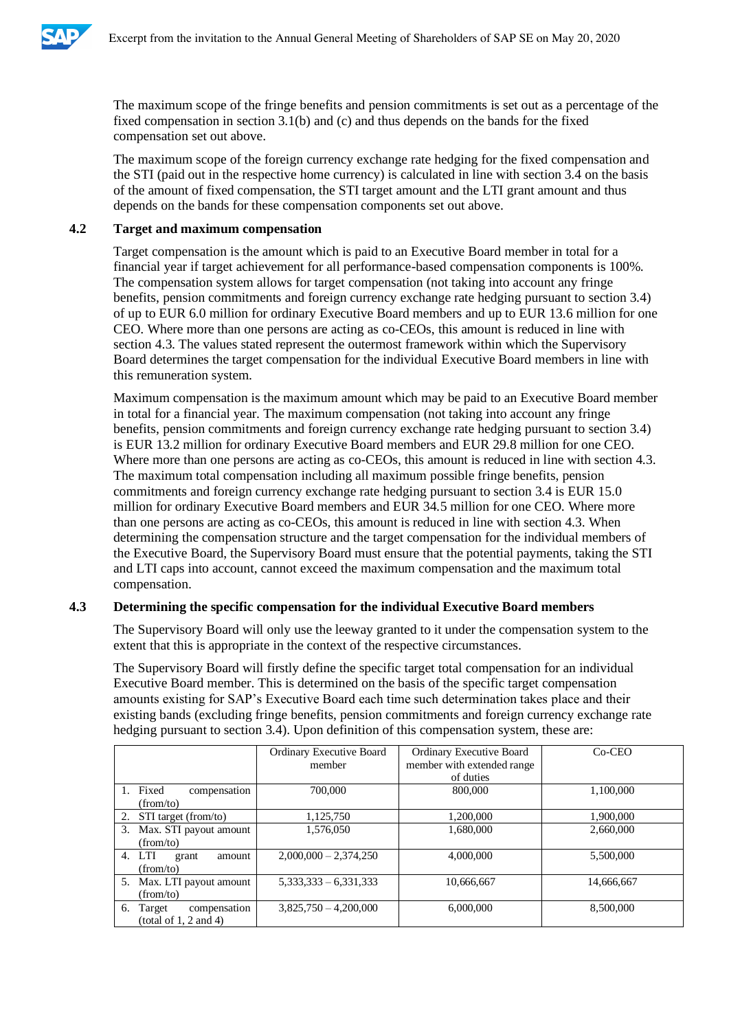The maximum scope of the fringe benefits and pension commitments is set out as a percentage of the fixed compensation in section 3.1(b) and (c) and thus depends on the bands for the fixed compensation set out above.

The maximum scope of the foreign currency exchange rate hedging for the fixed compensation and the STI (paid out in the respective home currency) is calculated in line with section 3.4 on the basis of the amount of fixed compensation, the STI target amount and the LTI grant amount and thus depends on the bands for these compensation components set out above.

### 4.2 Target and maximum compensation

Target compensation is the amount which is paid to an Executive Board member in total for a financial year if target achievement for all performance-based compensation components is 100%. The compensation system allows for target compensation (not taking into account any fringe benefits, pension commitments and foreign currency exchange rate hedging pursuant to section 3.4) of up to EUR 6.0 million for ordinary Executive Board members and up to EUR 13.6 million for one CEO. Where more than one persons are acting as co-CEOs, this amount is reduced in line with section 4.3. The values stated represent the outermost framework within which the Supervisory Board determines the target compensation for the individual Executive Board members in line with this remuneration system.

Maximum compensation is the maximum amount which may be paid to an Executive Board member in total for a financial year. The maximum compensation (not taking into account any fringe benefits, pension commitments and foreign currency exchange rate hedging pursuant to section 3.4) is EUR 13.2 million for ordinary Executive Board members and EUR 29.8 million for one CEO. Where more than one persons are acting as co-CEOs, this amount is reduced in line with section 4.3. The maximum total compensation including all maximum possible fringe benefits, pension commitments and foreign currency exchange rate hedging pursuant to section 3.4 is EUR 15.0 million for ordinary Executive Board members and EUR 34.5 million for one CEO. Where more than one persons are acting as co-CEOs, this amount is reduced in line with section 4.3. When determining the compensation structure and the target compensation for the individual members of the Executive Board, the Supervisory Board must ensure that the potential payments, taking the STI and LTI caps into account, cannot exceed the maximum compensation and the maximum total compensation.

### 4.3 Determining the specific compensation for the individual Executive Board members

The Supervisory Board will only use the leeway granted to it under the compensation system to the extent that this is appropriate in the context of the respective circumstances.

The Supervisory Board will firstly define the specific target total compensation for an individual Executive Board member. This is determined on the basis of the specific target compensation amounts existing for SAP's Executive Board each time such determination takes place and their existing bands (excluding fringe benefits, pension commitments and foreign currency exchange rate hedging pursuant to section 3.4). Upon definition of this compensation system, these are:

| | Ordinary Executive Board member | Ordinary Executive Board member with extended range of duties | Co-CEO |
|---|---|---|---|
| 1. Fixed compensation (from/to) | 700,000 | 800,000 | 1,100,000 |
| 2. STI target (from/to) | 1,125,750 | 1,200,000 | 1,900,000 |
| 3. Max. STI payout amount (from/to) | 1,576,050 | 1,680,000 | 2,660,000 |
| 4. LTI grant amount (from/to) | 2,000,000 – 2,374,250 | 4,000,000 | 5,500,000 |
| 5. Max. LTI payout amount (from/to) | 5,333,333 – 6,331,333 | 10,666,667 | 14,666,667 |
| 6. Target compensation (total of 1, 2 and 4) | 3,825,750 – 4,200,000 | 6,000,000 | 8,500,000 |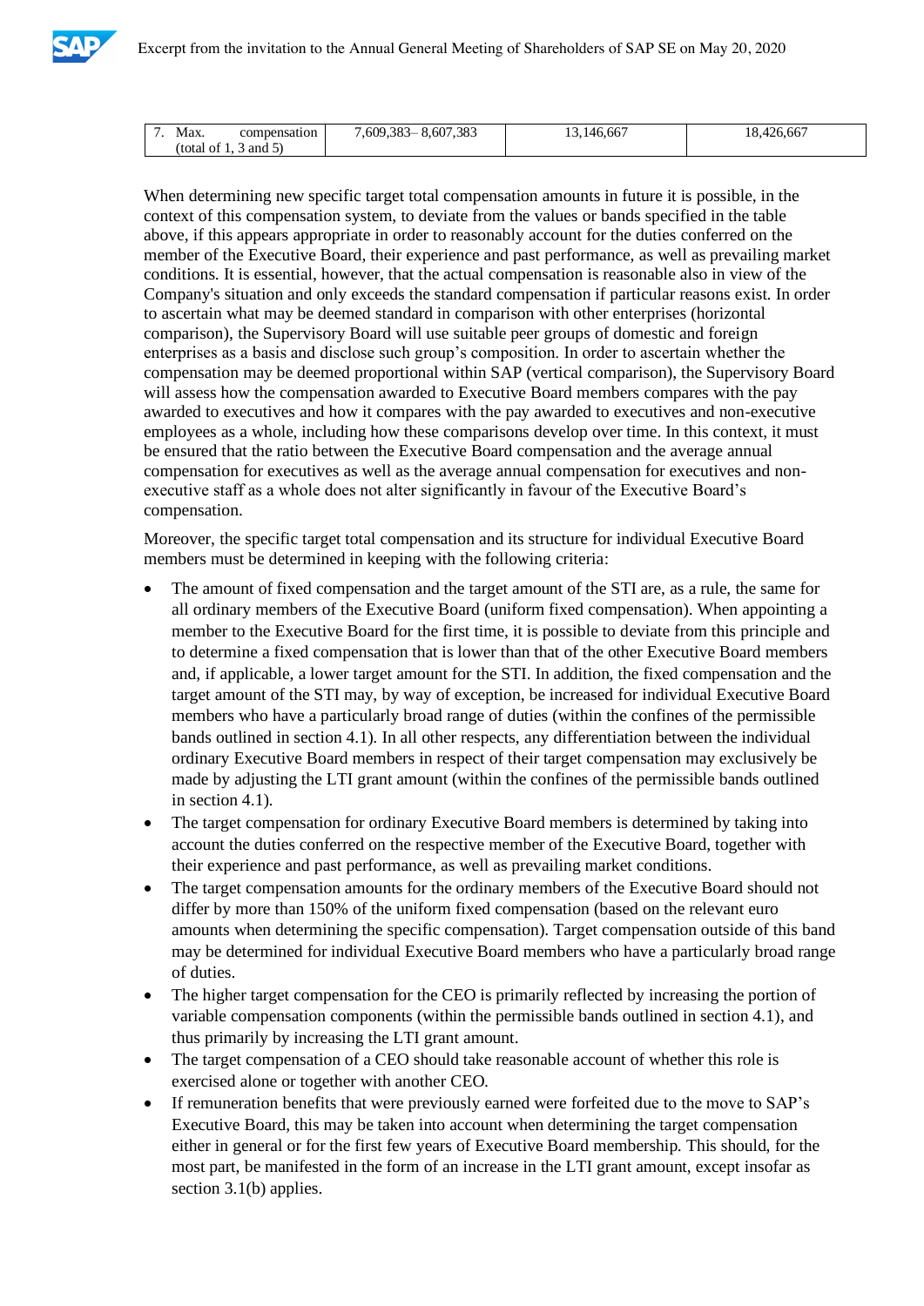| 7. Max. compensation (total of 1, 3 and 5) | 7,609,383– 8,607,383 | 13,146,667 | 18,426,667 |
|---|---|---|---|

When determining new specific target total compensation amounts in future it is possible, in the context of this compensation system, to deviate from the values or bands specified in the table above, if this appears appropriate in order to reasonably account for the duties conferred on the member of the Executive Board, their experience and past performance, as well as prevailing market conditions. It is essential, however, that the actual compensation is reasonable also in view of the Company's situation and only exceeds the standard compensation if particular reasons exist. In order to ascertain what may be deemed standard in comparison with other enterprises (horizontal comparison), the Supervisory Board will use suitable peer groups of domestic and foreign enterprises as a basis and disclose such group's composition. In order to ascertain whether the compensation may be deemed proportional within SAP (vertical comparison), the Supervisory Board will assess how the compensation awarded to Executive Board members compares with the pay awarded to executives and how it compares with the pay awarded to executives and non-executive employees as a whole, including how these comparisons develop over time. In this context, it must be ensured that the ratio between the Executive Board compensation and the average annual compensation for executives as well as the average annual compensation for executives and non-executive staff as a whole does not alter significantly in favour of the Executive Board's compensation.

Moreover, the specific target total compensation and its structure for individual Executive Board members must be determined in keeping with the following criteria:

- The amount of fixed compensation and the target amount of the STI are, as a rule, the same for all ordinary members of the Executive Board (uniform fixed compensation). When appointing a member to the Executive Board for the first time, it is possible to deviate from this principle and to determine a fixed compensation that is lower than that of the other Executive Board members and, if applicable, a lower target amount for the STI. In addition, the fixed compensation and the target amount of the STI may, by way of exception, be increased for individual Executive Board members who have a particularly broad range of duties (within the confines of the permissible bands outlined in section 4.1). In all other respects, any differentiation between the individual ordinary Executive Board members in respect of their target compensation may exclusively be made by adjusting the LTI grant amount (within the confines of the permissible bands outlined in section 4.1).
- The target compensation for ordinary Executive Board members is determined by taking into account the duties conferred on the respective member of the Executive Board, together with their experience and past performance, as well as prevailing market conditions.
- The target compensation amounts for the ordinary members of the Executive Board should not differ by more than 150% of the uniform fixed compensation (based on the relevant euro amounts when determining the specific compensation). Target compensation outside of this band may be determined for individual Executive Board members who have a particularly broad range of duties.
- The higher target compensation for the CEO is primarily reflected by increasing the portion of variable compensation components (within the permissible bands outlined in section 4.1), and thus primarily by increasing the LTI grant amount.
- The target compensation of a CEO should take reasonable account of whether this role is exercised alone or together with another CEO.
- If remuneration benefits that were previously earned were forfeited due to the move to SAP's Executive Board, this may be taken into account when determining the target compensation either in general or for the first few years of Executive Board membership. This should, for the most part, be manifested in the form of an increase in the LTI grant amount, except insofar as section 3.1(b) applies.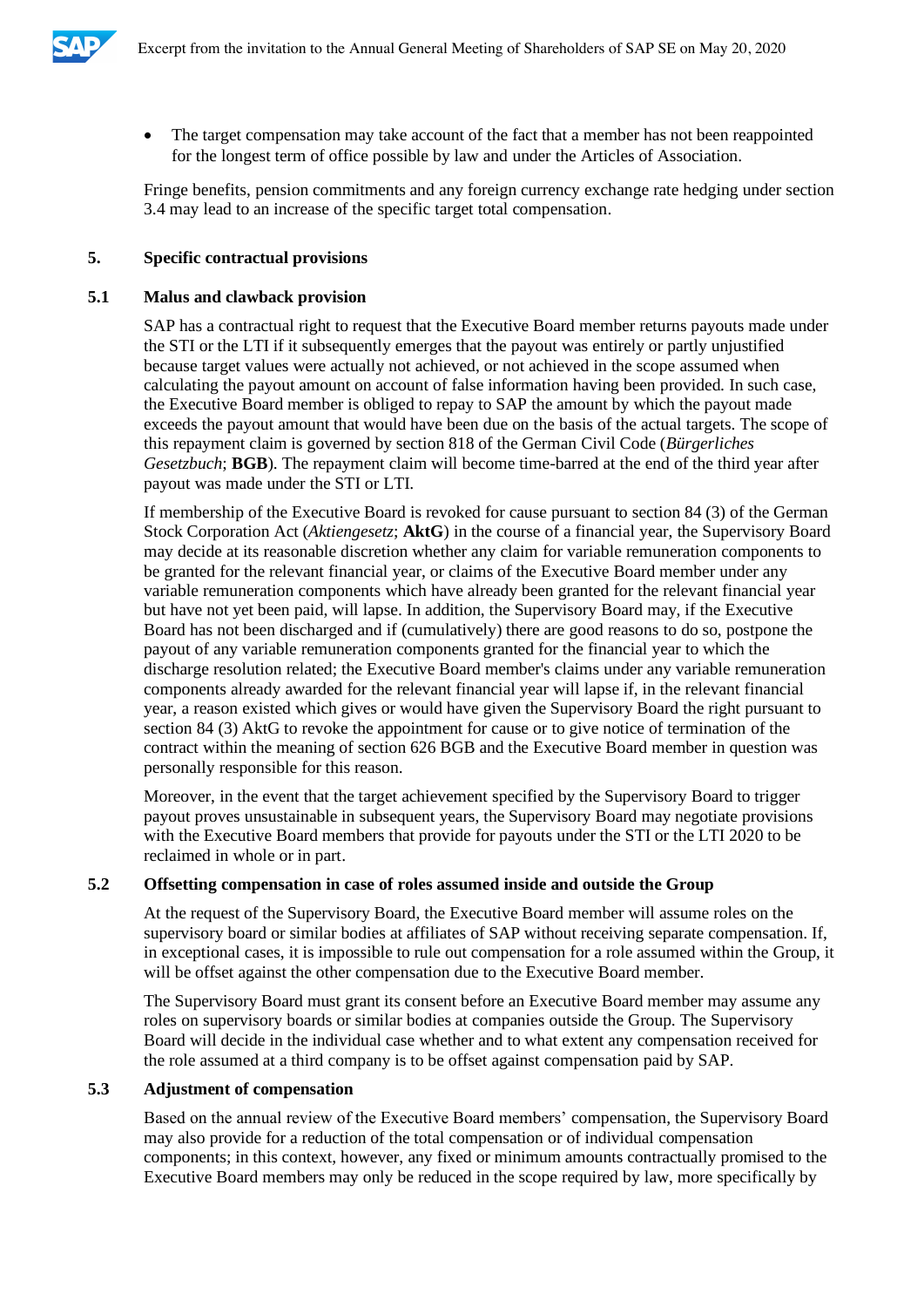- The target compensation may take account of the fact that a member has not been reappointed for the longest term of office possible by law and under the Articles of Association.

Fringe benefits, pension commitments and any foreign currency exchange rate hedging under section 3.4 may lead to an increase of the specific target total compensation.

## 5. Specific contractual provisions

### 5.1 Malus and clawback provision

SAP has a contractual right to request that the Executive Board member returns payouts made under the STI or the LTI if it subsequently emerges that the payout was entirely or partly unjustified because target values were actually not achieved, or not achieved in the scope assumed when calculating the payout amount on account of false information having been provided. In such case, the Executive Board member is obliged to repay to SAP the amount by which the payout made exceeds the payout amount that would have been due on the basis of the actual targets. The scope of this repayment claim is governed by section 818 of the German Civil Code (*Bürgerliches Gesetzbuch*; **BGB**). The repayment claim will become time-barred at the end of the third year after payout was made under the STI or LTI.

If membership of the Executive Board is revoked for cause pursuant to section 84 (3) of the German Stock Corporation Act (*Aktiengesetz*; **AktG**) in the course of a financial year, the Supervisory Board may decide at its reasonable discretion whether any claim for variable remuneration components to be granted for the relevant financial year, or claims of the Executive Board member under any variable remuneration components which have already been granted for the relevant financial year but have not yet been paid, will lapse. In addition, the Supervisory Board may, if the Executive Board has not been discharged and if (cumulatively) there are good reasons to do so, postpone the payout of any variable remuneration components granted for the financial year to which the discharge resolution related; the Executive Board member's claims under any variable remuneration components already awarded for the relevant financial year will lapse if, in the relevant financial year, a reason existed which gives or would have given the Supervisory Board the right pursuant to section 84 (3) AktG to revoke the appointment for cause or to give notice of termination of the contract within the meaning of section 626 BGB and the Executive Board member in question was personally responsible for this reason.

Moreover, in the event that the target achievement specified by the Supervisory Board to trigger payout proves unsustainable in subsequent years, the Supervisory Board may negotiate provisions with the Executive Board members that provide for payouts under the STI or the LTI 2020 to be reclaimed in whole or in part.

### 5.2 Offsetting compensation in case of roles assumed inside and outside the Group

At the request of the Supervisory Board, the Executive Board member will assume roles on the supervisory board or similar bodies at affiliates of SAP without receiving separate compensation. If, in exceptional cases, it is impossible to rule out compensation for a role assumed within the Group, it will be offset against the other compensation due to the Executive Board member.

The Supervisory Board must grant its consent before an Executive Board member may assume any roles on supervisory boards or similar bodies at companies outside the Group. The Supervisory Board will decide in the individual case whether and to what extent any compensation received for the role assumed at a third company is to be offset against compensation paid by SAP.

### 5.3 Adjustment of compensation

Based on the annual review of the Executive Board members' compensation, the Supervisory Board may also provide for a reduction of the total compensation or of individual compensation components; in this context, however, any fixed or minimum amounts contractually promised to the Executive Board members may only be reduced in the scope required by law, more specifically by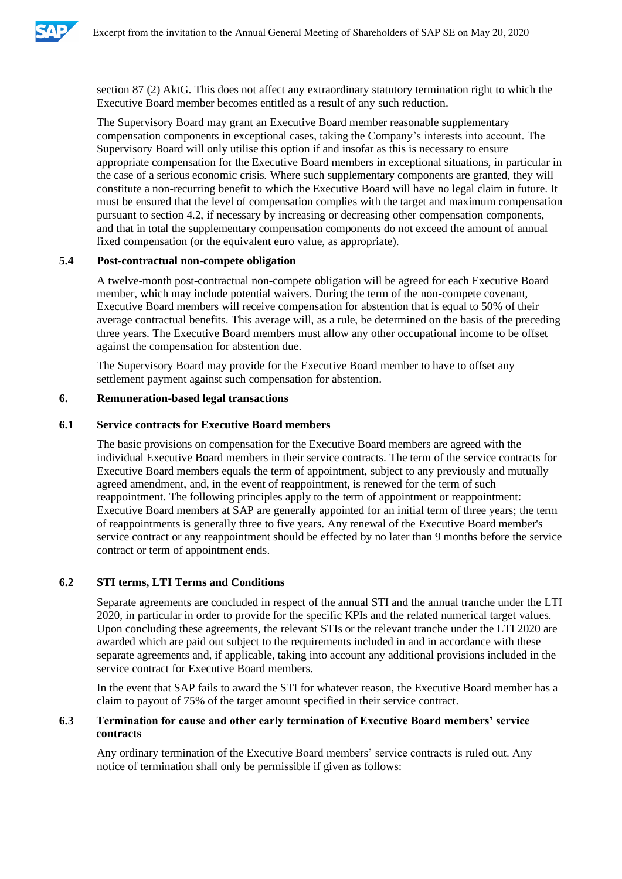section 87 (2) AktG. This does not affect any extraordinary statutory termination right to which the Executive Board member becomes entitled as a result of any such reduction.

The Supervisory Board may grant an Executive Board member reasonable supplementary compensation components in exceptional cases, taking the Company's interests into account. The Supervisory Board will only utilise this option if and insofar as this is necessary to ensure appropriate compensation for the Executive Board members in exceptional situations, in particular in the case of a serious economic crisis. Where such supplementary components are granted, they will constitute a non-recurring benefit to which the Executive Board will have no legal claim in future. It must be ensured that the level of compensation complies with the target and maximum compensation pursuant to section 4.2, if necessary by increasing or decreasing other compensation components, and that in total the supplementary compensation components do not exceed the amount of annual fixed compensation (or the equivalent euro value, as appropriate).

### 5.4 Post-contractual non-compete obligation

A twelve-month post-contractual non-compete obligation will be agreed for each Executive Board member, which may include potential waivers. During the term of the non-compete covenant, Executive Board members will receive compensation for abstention that is equal to 50% of their average contractual benefits. This average will, as a rule, be determined on the basis of the preceding three years. The Executive Board members must allow any other occupational income to be offset against the compensation for abstention due.

The Supervisory Board may provide for the Executive Board member to have to offset any settlement payment against such compensation for abstention.

## 6. Remuneration-based legal transactions

### 6.1 Service contracts for Executive Board members

The basic provisions on compensation for the Executive Board members are agreed with the individual Executive Board members in their service contracts. The term of the service contracts for Executive Board members equals the term of appointment, subject to any previously and mutually agreed amendment, and, in the event of reappointment, is renewed for the term of such reappointment. The following principles apply to the term of appointment or reappointment: Executive Board members at SAP are generally appointed for an initial term of three years; the term of reappointments is generally three to five years. Any renewal of the Executive Board member's service contract or any reappointment should be effected by no later than 9 months before the service contract or term of appointment ends.

### 6.2 STI terms, LTI Terms and Conditions

Separate agreements are concluded in respect of the annual STI and the annual tranche under the LTI 2020, in particular in order to provide for the specific KPIs and the related numerical target values. Upon concluding these agreements, the relevant STIs or the relevant tranche under the LTI 2020 are awarded which are paid out subject to the requirements included in and in accordance with these separate agreements and, if applicable, taking into account any additional provisions included in the service contract for Executive Board members.

In the event that SAP fails to award the STI for whatever reason, the Executive Board member has a claim to payout of 75% of the target amount specified in their service contract.

### 6.3 Termination for cause and other early termination of Executive Board members' service contracts

Any ordinary termination of the Executive Board members' service contracts is ruled out. Any notice of termination shall only be permissible if given as follows: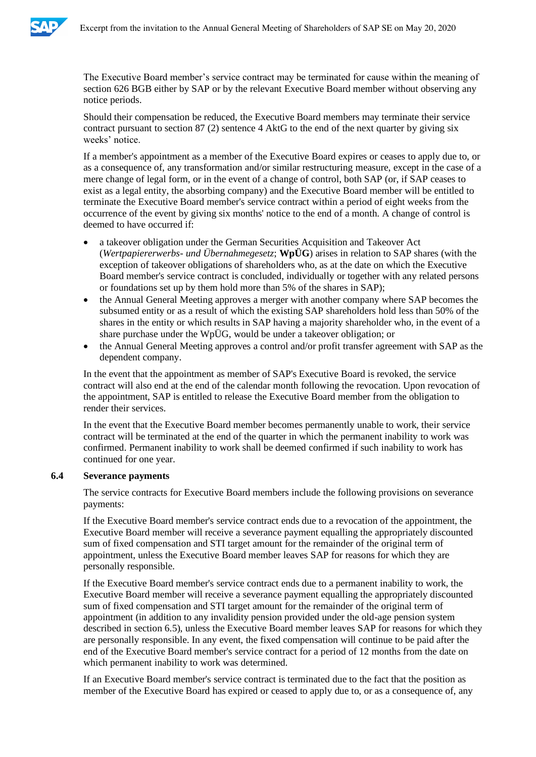The Executive Board member's service contract may be terminated for cause within the meaning of section 626 BGB either by SAP or by the relevant Executive Board member without observing any notice periods.

Should their compensation be reduced, the Executive Board members may terminate their service contract pursuant to section 87 (2) sentence 4 AktG to the end of the next quarter by giving six weeks' notice.

If a member's appointment as a member of the Executive Board expires or ceases to apply due to, or as a consequence of, any transformation and/or similar restructuring measure, except in the case of a mere change of legal form, or in the event of a change of control, both SAP (or, if SAP ceases to exist as a legal entity, the absorbing company) and the Executive Board member will be entitled to terminate the Executive Board member's service contract within a period of eight weeks from the occurrence of the event by giving six months' notice to the end of a month. A change of control is deemed to have occurred if:

- a takeover obligation under the German Securities Acquisition and Takeover Act (*Wertpapiererwerbs- und Übernahmegesetz*; **WpÜG**) arises in relation to SAP shares (with the exception of takeover obligations of shareholders who, as at the date on which the Executive Board member's service contract is concluded, individually or together with any related persons or foundations set up by them hold more than 5% of the shares in SAP);
- the Annual General Meeting approves a merger with another company where SAP becomes the subsumed entity or as a result of which the existing SAP shareholders hold less than 50% of the shares in the entity or which results in SAP having a majority shareholder who, in the event of a share purchase under the WpÜG, would be under a takeover obligation; or
- the Annual General Meeting approves a control and/or profit transfer agreement with SAP as the dependent company.

In the event that the appointment as member of SAP's Executive Board is revoked, the service contract will also end at the end of the calendar month following the revocation. Upon revocation of the appointment, SAP is entitled to release the Executive Board member from the obligation to render their services.

In the event that the Executive Board member becomes permanently unable to work, their service contract will be terminated at the end of the quarter in which the permanent inability to work was confirmed. Permanent inability to work shall be deemed confirmed if such inability to work has continued for one year.

### 6.4 Severance payments

The service contracts for Executive Board members include the following provisions on severance payments:

If the Executive Board member's service contract ends due to a revocation of the appointment, the Executive Board member will receive a severance payment equalling the appropriately discounted sum of fixed compensation and STI target amount for the remainder of the original term of appointment, unless the Executive Board member leaves SAP for reasons for which they are personally responsible.

If the Executive Board member's service contract ends due to a permanent inability to work, the Executive Board member will receive a severance payment equalling the appropriately discounted sum of fixed compensation and STI target amount for the remainder of the original term of appointment (in addition to any invalidity pension provided under the old-age pension system described in section 6.5), unless the Executive Board member leaves SAP for reasons for which they are personally responsible. In any event, the fixed compensation will continue to be paid after the end of the Executive Board member's service contract for a period of 12 months from the date on which permanent inability to work was determined.

If an Executive Board member's service contract is terminated due to the fact that the position as member of the Executive Board has expired or ceased to apply due to, or as a consequence of, any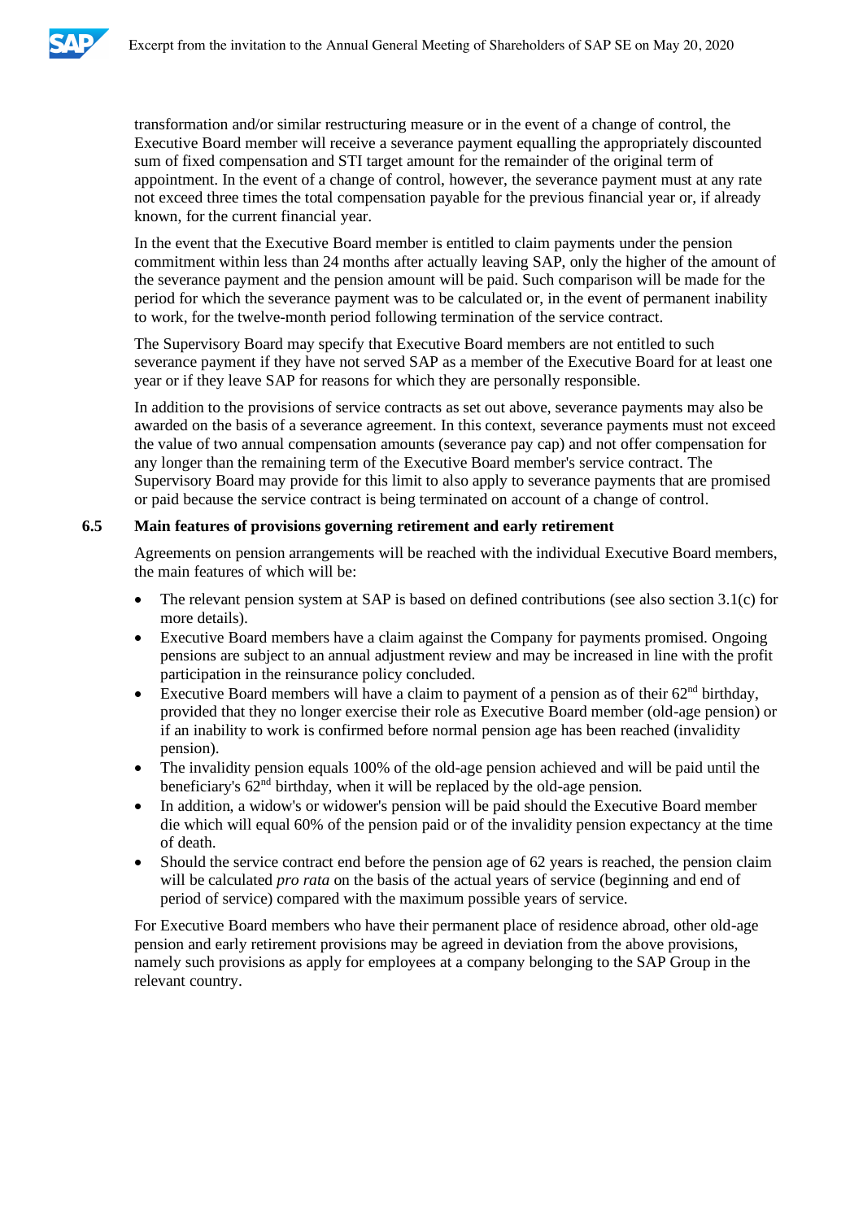transformation and/or similar restructuring measure or in the event of a change of control, the Executive Board member will receive a severance payment equalling the appropriately discounted sum of fixed compensation and STI target amount for the remainder of the original term of appointment. In the event of a change of control, however, the severance payment must at any rate not exceed three times the total compensation payable for the previous financial year or, if already known, for the current financial year.

In the event that the Executive Board member is entitled to claim payments under the pension commitment within less than 24 months after actually leaving SAP, only the higher of the amount of the severance payment and the pension amount will be paid. Such comparison will be made for the period for which the severance payment was to be calculated or, in the event of permanent inability to work, for the twelve-month period following termination of the service contract.

The Supervisory Board may specify that Executive Board members are not entitled to such severance payment if they have not served SAP as a member of the Executive Board for at least one year or if they leave SAP for reasons for which they are personally responsible.

In addition to the provisions of service contracts as set out above, severance payments may also be awarded on the basis of a severance agreement. In this context, severance payments must not exceed the value of two annual compensation amounts (severance pay cap) and not offer compensation for any longer than the remaining term of the Executive Board member's service contract. The Supervisory Board may provide for this limit to also apply to severance payments that are promised or paid because the service contract is being terminated on account of a change of control.

### 6.5 Main features of provisions governing retirement and early retirement

Agreements on pension arrangements will be reached with the individual Executive Board members, the main features of which will be:

- The relevant pension system at SAP is based on defined contributions (see also section 3.1(c) for more details).
- Executive Board members have a claim against the Company for payments promised. Ongoing pensions are subject to an annual adjustment review and may be increased in line with the profit participation in the reinsurance policy concluded.
- Executive Board members will have a claim to payment of a pension as of their 62nd birthday, provided that they no longer exercise their role as Executive Board member (old-age pension) or if an inability to work is confirmed before normal pension age has been reached (invalidity pension).
- The invalidity pension equals 100% of the old-age pension achieved and will be paid until the beneficiary's 62nd birthday, when it will be replaced by the old-age pension.
- In addition, a widow's or widower's pension will be paid should the Executive Board member die which will equal 60% of the pension paid or of the invalidity pension expectancy at the time of death.
- Should the service contract end before the pension age of 62 years is reached, the pension claim will be calculated *pro rata* on the basis of the actual years of service (beginning and end of period of service) compared with the maximum possible years of service.

For Executive Board members who have their permanent place of residence abroad, other old-age pension and early retirement provisions may be agreed in deviation from the above provisions, namely such provisions as apply for employees at a company belonging to the SAP Group in the relevant country.